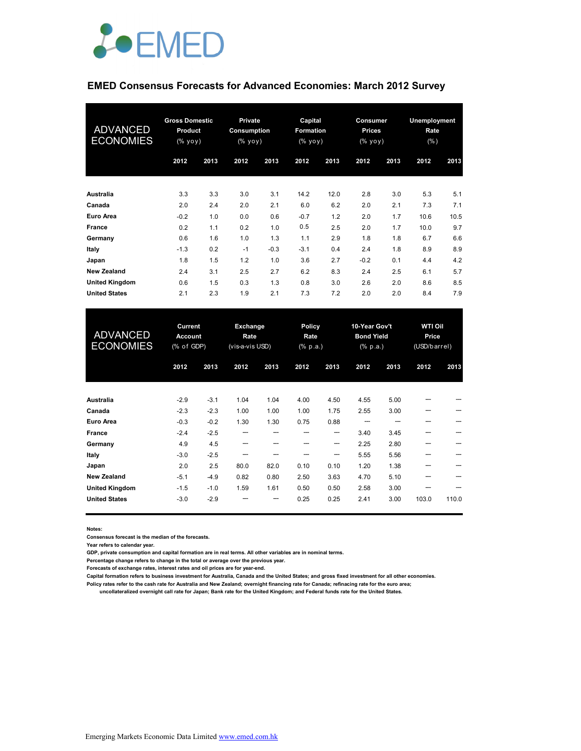# EMED Consensus Forecasts for Advanced Economies: March 2012 Survey

| ADVANCED ECONOMIES | Gross Domestic Product (% yoy) | | Private Consumption (% yoy) | | Capital Formation (% yoy) | | Consumer Prices (% yoy) | | Unemployment Rate (%) | |
|---|---|---|---|---|---|---|---|---|---|---|
| | 2012 | 2013 | 2012 | 2013 | 2012 | 2013 | 2012 | 2013 | 2012 | 2013 |
| **Australia** | 3.3 | 3.3 | 3.0 | 3.1 | 14.2 | 12.0 | 2.8 | 3.0 | 5.3 | 5.1 |
| **Canada** | 2.0 | 2.4 | 2.0 | 2.1 | 6.0 | 6.2 | 2.0 | 2.1 | 7.3 | 7.1 |
| **Euro Area** | -0.2 | 1.0 | 0.0 | 0.6 | -0.7 | 1.2 | 2.0 | 1.7 | 10.6 | 10.5 |
| **France** | 0.2 | 1.1 | 0.2 | 1.0 | 0.5 | 2.5 | 2.0 | 1.7 | 10.0 | 9.7 |
| **Germany** | 0.6 | 1.6 | 1.0 | 1.3 | 1.1 | 2.9 | 1.8 | 1.8 | 6.7 | 6.6 |
| **Italy** | -1.3 | 0.2 | -1 | -0.3 | -3.1 | 0.4 | 2.4 | 1.8 | 8.9 | 8.9 |
| **Japan** | 1.8 | 1.5 | 1.2 | 1.0 | 3.6 | 2.7 | -0.2 | 0.1 | 4.4 | 4.2 |
| **New Zealand** | 2.4 | 3.1 | 2.5 | 2.7 | 6.2 | 8.3 | 2.4 | 2.5 | 6.1 | 5.7 |
| **United Kingdom** | 0.6 | 1.5 | 0.3 | 1.3 | 0.8 | 3.0 | 2.6 | 2.0 | 8.6 | 8.5 |
| **United States** | 2.1 | 2.3 | 1.9 | 2.1 | 7.3 | 7.2 | 2.0 | 2.0 | 8.4 | 7.9 |

| ADVANCED ECONOMIES | Current Account (% of GDP) | | Exchange Rate (vis-a-vis USD) | | Policy Rate (% p.a.) | | 10-Year Gov't Bond Yield (% p.a.) | | WTI Oil Price (USD/barrel) | |
|---|---|---|---|---|---|---|---|---|---|---|
| | 2012 | 2013 | 2012 | 2013 | 2012 | 2013 | 2012 | 2013 | 2012 | 2013 |
| **Australia** | -2.9 | -3.1 | 1.04 | 1.04 | 4.00 | 4.50 | 4.55 | 5.00 | --- | --- |
| **Canada** | -2.3 | -2.3 | 1.00 | 1.00 | 1.00 | 1.75 | 2.55 | 3.00 | --- | --- |
| **Euro Area** | -0.3 | -0.2 | 1.30 | 1.30 | 0.75 | 0.88 | --- | --- | --- | --- |
| **France** | -2.4 | -2.5 | --- | --- | --- | --- | 3.40 | 3.45 | --- | --- |
| **Germany** | 4.9 | 4.5 | --- | --- | --- | --- | 2.25 | 2.80 | --- | --- |
| **Italy** | -3.0 | -2.5 | --- | --- | --- | --- | 5.55 | 5.56 | --- | --- |
| **Japan** | 2.0 | 2.5 | 80.0 | 82.0 | 0.10 | 0.10 | 1.20 | 1.38 | --- | --- |
| **New Zealand** | -5.1 | -4.9 | 0.82 | 0.80 | 2.50 | 3.63 | 4.70 | 5.10 | --- | --- |
| **United Kingdom** | -1.5 | -1.0 | 1.59 | 1.61 | 0.50 | 0.50 | 2.58 | 3.00 | --- | --- |
| **United States** | -3.0 | -2.9 | --- | --- | 0.25 | 0.25 | 2.41 | 3.00 | 103.0 | 110.0 |

**Notes:**

Consensus forecast is the median of the forecasts.

Year refers to calendar year.

GDP, private consumption and capital formation are in real terms. All other variables are in nominal terms.

Percentage change refers to change in the total or average over the previous year.

Forecasts of exchange rates, interest rates and oil prices are for year-end.

Capital formation refers to business investment for Australia, Canada and the United States; and gross fixed investment for all other economies.

Policy rates refer to the cash rate for Australia and New Zealand; overnight financing rate for Canada; refinacing rate for the euro area; uncollateralized overnight call rate for Japan; Bank rate for the United Kingdom; and Federal funds rate for the United States.

Emerging Markets Economic Data Limited www.emed.com.hk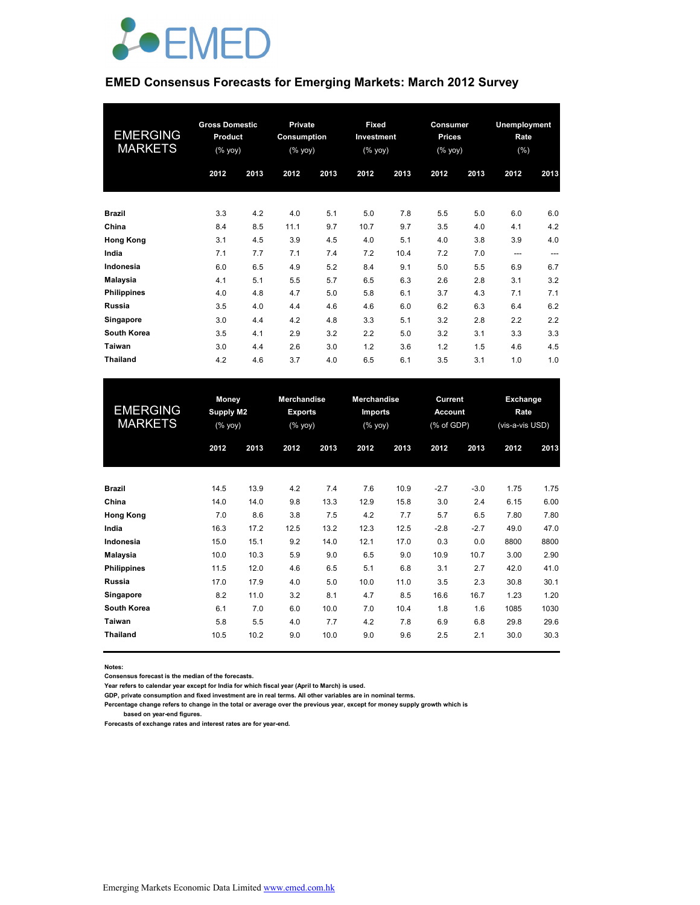# EMED Consensus Forecasts for Emerging Markets: March 2012 Survey

| EMERGING MARKETS | Gross Domestic Product (% yoy) | | Private Consumption (% yoy) | | Fixed Investment (% yoy) | | Consumer Prices (% yoy) | | Unemployment Rate (%) | |
|---|---|---|---|---|---|---|---|---|---|---|
| | 2012 | 2013 | 2012 | 2013 | 2012 | 2013 | 2012 | 2013 | 2012 | 2013 |
| **Brazil** | 3.3 | 4.2 | 4.0 | 5.1 | 5.0 | 7.8 | 5.5 | 5.0 | 6.0 | 6.0 |
| **China** | 8.4 | 8.5 | 11.1 | 9.7 | 10.7 | 9.7 | 3.5 | 4.0 | 4.1 | 4.2 |
| **Hong Kong** | 3.1 | 4.5 | 3.9 | 4.5 | 4.0 | 5.1 | 4.0 | 3.8 | 3.9 | 4.0 |
| **India** | 7.1 | 7.7 | 7.1 | 7.4 | 7.2 | 10.4 | 7.2 | 7.0 | --- | --- |
| **Indonesia** | 6.0 | 6.5 | 4.9 | 5.2 | 8.4 | 9.1 | 5.0 | 5.5 | 6.9 | 6.7 |
| **Malaysia** | 4.1 | 5.1 | 5.5 | 5.7 | 6.5 | 6.3 | 2.6 | 2.8 | 3.1 | 3.2 |
| **Philippines** | 4.0 | 4.8 | 4.7 | 5.0 | 5.8 | 6.1 | 3.7 | 4.3 | 7.1 | 7.1 |
| **Russia** | 3.5 | 4.0 | 4.4 | 4.6 | 4.6 | 6.0 | 6.2 | 6.3 | 6.4 | 6.2 |
| **Singapore** | 3.0 | 4.4 | 4.2 | 4.8 | 3.3 | 5.1 | 3.2 | 2.8 | 2.2 | 2.2 |
| **South Korea** | 3.5 | 4.1 | 2.9 | 3.2 | 2.2 | 5.0 | 3.2 | 3.1 | 3.3 | 3.3 |
| **Taiwan** | 3.0 | 4.4 | 2.6 | 3.0 | 1.2 | 3.6 | 1.2 | 1.5 | 4.6 | 4.5 |
| **Thailand** | 4.2 | 4.6 | 3.7 | 4.0 | 6.5 | 6.1 | 3.5 | 3.1 | 1.0 | 1.0 |

| EMERGING MARKETS | Money Supply M2 (% yoy) | | Merchandise Exports (% yoy) | | Merchandise Imports (% yoy) | | Current Account (% of GDP) | | Exchange Rate (vis-a-vis USD) | |
|---|---|---|---|---|---|---|---|---|---|---|
| | 2012 | 2013 | 2012 | 2013 | 2012 | 2013 | 2012 | 2013 | 2012 | 2013 |
| **Brazil** | 14.5 | 13.9 | 4.2 | 7.4 | 7.6 | 10.9 | -2.7 | -3.0 | 1.75 | 1.75 |
| **China** | 14.0 | 14.0 | 9.8 | 13.3 | 12.9 | 15.8 | 3.0 | 2.4 | 6.15 | 6.00 |
| **Hong Kong** | 7.0 | 8.6 | 3.8 | 7.5 | 4.2 | 7.7 | 5.7 | 6.5 | 7.80 | 7.80 |
| **India** | 16.3 | 17.2 | 12.5 | 13.2 | 12.3 | 12.5 | -2.8 | -2.7 | 49.0 | 47.0 |
| **Indonesia** | 15.0 | 15.1 | 9.2 | 14.0 | 12.1 | 17.0 | 0.3 | 0.0 | 8800 | 8800 |
| **Malaysia** | 10.0 | 10.3 | 5.9 | 9.0 | 6.5 | 9.0 | 10.9 | 10.7 | 3.00 | 2.90 |
| **Philippines** | 11.5 | 12.0 | 4.6 | 6.5 | 5.1 | 6.8 | 3.1 | 2.7 | 42.0 | 41.0 |
| **Russia** | 17.0 | 17.9 | 4.0 | 5.0 | 10.0 | 11.0 | 3.5 | 2.3 | 30.8 | 30.1 |
| **Singapore** | 8.2 | 11.0 | 3.2 | 8.1 | 4.7 | 8.5 | 16.6 | 16.7 | 1.23 | 1.20 |
| **South Korea** | 6.1 | 7.0 | 6.0 | 10.0 | 7.0 | 10.4 | 1.8 | 1.6 | 1085 | 1030 |
| **Taiwan** | 5.8 | 5.5 | 4.0 | 7.7 | 4.2 | 7.8 | 6.9 | 6.8 | 29.8 | 29.6 |
| **Thailand** | 10.5 | 10.2 | 9.0 | 10.0 | 9.0 | 9.6 | 2.5 | 2.1 | 30.0 | 30.3 |

**Notes:**
**Consensus forecast is the median of the forecasts.**
**Year refers to calendar year except for India for which fiscal year (April to March) is used.**
**GDP, private consumption and fixed investment are in real terms. All other variables are in nominal terms.**
**Percentage change refers to change in the total or average over the previous year, except for money supply growth which is based on year-end figures.**
**Forecasts of exchange rates and interest rates are for year-end.**

Emerging Markets Economic Data Limited www.emed.com.hk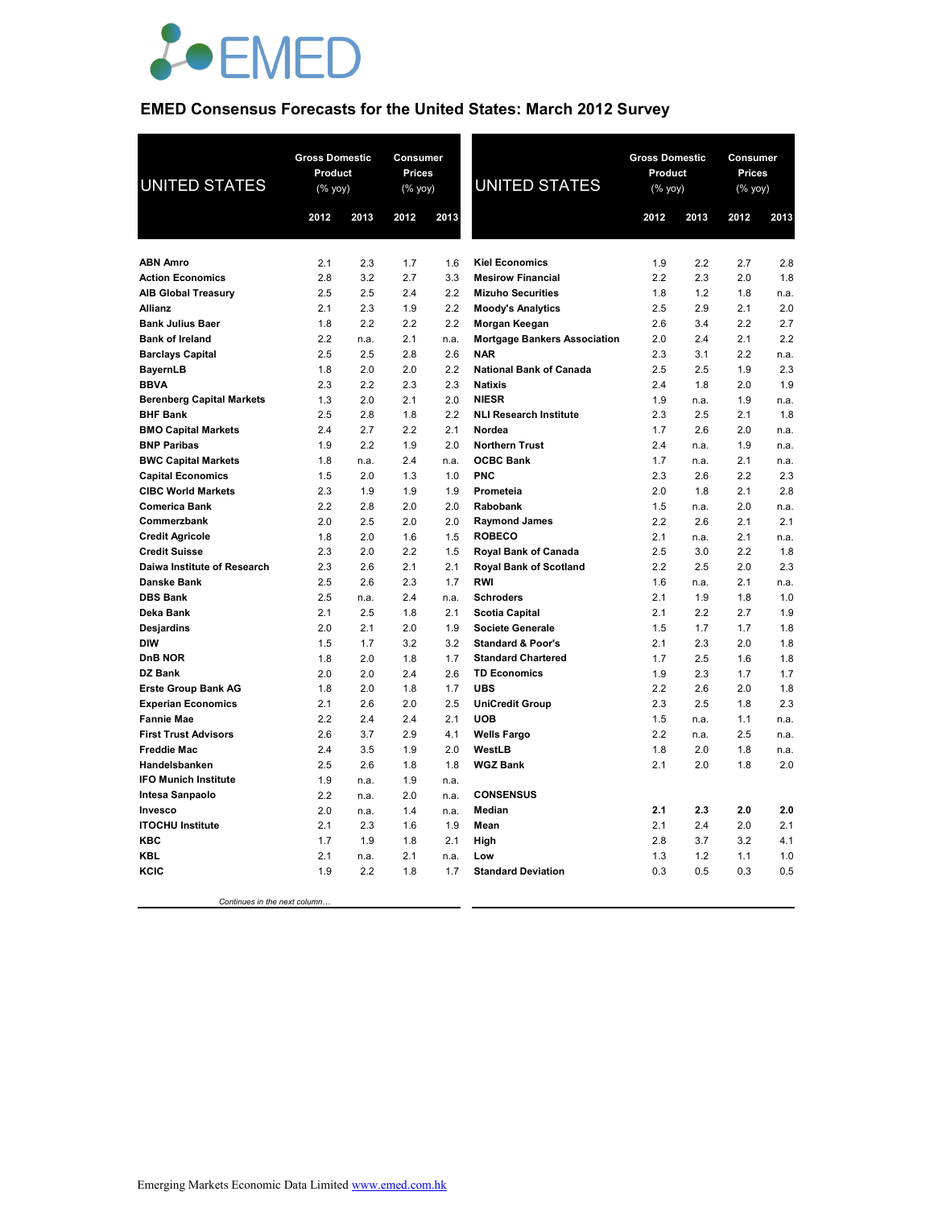# EMED

## EMED Consensus Forecasts for the United States: March 2012 Survey

| UNITED STATES | Gross Domestic Product (% yoy) | | Consumer Prices (% yoy) | |
|---|---|---|---|---|
| | 2012 | 2013 | 2012 | 2013 |
| ABN Amro | 2.1 | 2.3 | 1.7 | 1.6 |
| Action Economics | 2.8 | 3.2 | 2.7 | 3.3 |
| AIB Global Treasury | 2.5 | 2.5 | 2.4 | 2.2 |
| Allianz | 2.1 | 2.3 | 1.9 | 2.2 |
| Bank Julius Baer | 1.8 | 2.2 | 2.2 | 2.2 |
| Bank of Ireland | 2.2 | n.a. | 2.1 | n.a. |
| Barclays Capital | 2.5 | 2.5 | 2.8 | 2.6 |
| BayernLB | 1.8 | 2.0 | 2.0 | 2.2 |
| BBVA | 2.3 | 2.2 | 2.3 | 2.3 |
| Berenberg Capital Markets | 1.3 | 2.0 | 2.1 | 2.0 |
| BHF Bank | 2.5 | 2.8 | 1.8 | 2.2 |
| BMO Capital Markets | 2.4 | 2.7 | 2.2 | 2.1 |
| BNP Paribas | 1.9 | 2.2 | 1.9 | 2.0 |
| BWC Capital Markets | 1.8 | n.a. | 2.4 | n.a. |
| Capital Economics | 1.5 | 2.0 | 1.3 | 1.0 |
| CIBC World Markets | 2.3 | 1.9 | 1.9 | 1.9 |
| Comerica Bank | 2.2 | 2.8 | 2.0 | 2.0 |
| Commerzbank | 2.0 | 2.5 | 2.0 | 2.0 |
| Credit Agricole | 1.8 | 2.0 | 1.6 | 1.5 |
| Credit Suisse | 2.3 | 2.0 | 2.2 | 1.5 |
| Daiwa Institute of Research | 2.3 | 2.6 | 2.1 | 2.1 |
| Danske Bank | 2.5 | 2.6 | 2.3 | 1.7 |
| DBS Bank | 2.5 | n.a. | 2.4 | n.a. |
| Deka Bank | 2.1 | 2.5 | 1.8 | 2.1 |
| Desjardins | 2.0 | 2.1 | 2.0 | 1.9 |
| DIW | 1.5 | 1.7 | 3.2 | 3.2 |
| DnB NOR | 1.8 | 2.0 | 1.8 | 1.7 |
| DZ Bank | 2.0 | 2.0 | 2.4 | 2.6 |
| Erste Group Bank AG | 1.8 | 2.0 | 1.8 | 1.7 |
| Experian Economics | 2.1 | 2.6 | 2.0 | 2.5 |
| Fannie Mae | 2.2 | 2.4 | 2.4 | 2.1 |
| First Trust Advisors | 2.6 | 3.7 | 2.9 | 4.1 |
| Freddie Mac | 2.4 | 3.5 | 1.9 | 2.0 |
| Handelsbanken | 2.5 | 2.6 | 1.8 | 1.8 |
| IFO Munich Institute | 1.9 | n.a. | 1.9 | n.a. |
| Intesa Sanpaolo | 2.2 | n.a. | 2.0 | n.a. |
| Invesco | 2.0 | n.a. | 1.4 | n.a. |
| ITOCHU Institute | 2.1 | 2.3 | 1.6 | 1.9 |
| KBC | 1.7 | 1.9 | 1.8 | 2.1 |
| KBL | 2.1 | n.a. | 2.1 | n.a. |
| KCIC | 1.9 | 2.2 | 1.8 | 1.7 |
| Kiel Economics | 1.9 | 2.2 | 2.7 | 2.8 |
| Mesirow Financial | 2.2 | 2.3 | 2.0 | 1.8 |
| Mizuho Securities | 1.8 | 1.2 | 1.8 | n.a. |
| Moody's Analytics | 2.5 | 2.9 | 2.1 | 2.0 |
| Morgan Keegan | 2.6 | 3.4 | 2.2 | 2.7 |
| Mortgage Bankers Association | 2.0 | 2.4 | 2.1 | 2.2 |
| NAR | 2.3 | 3.1 | 2.2 | n.a. |
| National Bank of Canada | 2.5 | 2.5 | 1.9 | 2.3 |
| Natixis | 2.4 | 1.8 | 2.0 | 1.9 |
| NIESR | 1.9 | n.a. | 1.9 | n.a. |
| NLI Research Institute | 2.3 | 2.5 | 2.1 | 1.8 |
| Nordea | 1.7 | 2.6 | 2.0 | n.a. |
| Northern Trust | 2.4 | n.a. | 1.9 | n.a. |
| OCBC Bank | 1.7 | n.a. | 2.1 | n.a. |
| PNC | 2.3 | 2.6 | 2.2 | 2.3 |
| Prometeia | 2.0 | 1.8 | 2.1 | 2.8 |
| Rabobank | 1.5 | n.a. | 2.0 | n.a. |
| Raymond James | 2.2 | 2.6 | 2.1 | 2.1 |
| ROBECO | 2.1 | n.a. | 2.1 | n.a. |
| Royal Bank of Canada | 2.5 | 3.0 | 2.2 | 1.8 |
| Royal Bank of Scotland | 2.2 | 2.5 | 2.0 | 2.3 |
| RWI | 1.6 | n.a. | 2.1 | n.a. |
| Schroders | 2.1 | 1.9 | 1.8 | 1.0 |
| Scotia Capital | 2.1 | 2.2 | 2.7 | 1.9 |
| Societe Generale | 1.5 | 1.7 | 1.7 | 1.8 |
| Standard & Poor's | 2.1 | 2.3 | 2.0 | 1.8 |
| Standard Chartered | 1.7 | 2.5 | 1.6 | 1.8 |
| TD Economics | 1.9 | 2.3 | 1.7 | 1.7 |
| UBS | 2.2 | 2.6 | 2.0 | 1.8 |
| UniCredit Group | 2.3 | 2.5 | 1.8 | 2.3 |
| UOB | 1.5 | n.a. | 1.1 | n.a. |
| Wells Fargo | 2.2 | n.a. | 2.5 | n.a. |
| WestLB | 1.8 | 2.0 | 1.8 | n.a. |
| WGZ Bank | 2.1 | 2.0 | 1.8 | 2.0 |
| **CONSENSUS** | | | | |
| Median | **2.1** | **2.3** | **2.0** | **2.0** |
| Mean | 2.1 | 2.4 | 2.0 | 2.1 |
| High | 2.8 | 3.7 | 3.2 | 4.1 |
| Low | 1.3 | 1.2 | 1.1 | 1.0 |
| Standard Deviation | 0.3 | 0.5 | 0.3 | 0.5 |

*Continues in the next column…*

Emerging Markets Economic Data Limited www.emed.com.hk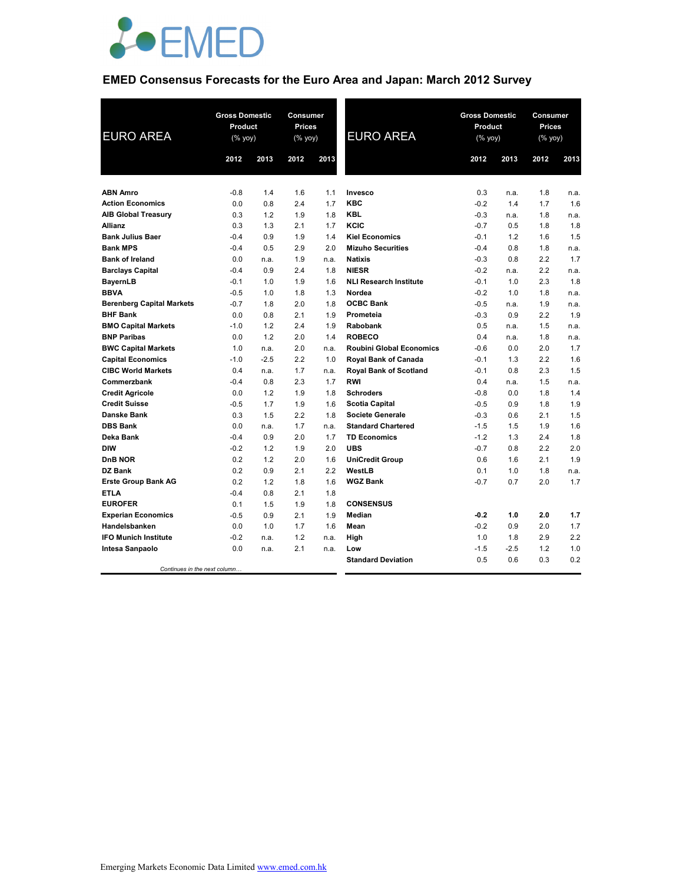EMED

## EMED Consensus Forecasts for the Euro Area and Japan: March 2012 Survey

| EURO AREA | Gross Domestic Product (% yoy) | | Consumer Prices (% yoy) | |
|---|---|---|---|---|
| | 2012 | 2013 | 2012 | 2013 |
| **ABN Amro** | -0.8 | 1.4 | 1.6 | 1.1 |
| **Action Economics** | 0.0 | 0.8 | 2.4 | 1.7 |
| **AIB Global Treasury** | 0.3 | 1.2 | 1.9 | 1.8 |
| **Allianz** | 0.3 | 1.3 | 2.1 | 1.7 |
| **Bank Julius Baer** | -0.4 | 0.9 | 1.9 | 1.4 |
| **Bank MPS** | -0.4 | 0.5 | 2.9 | 2.0 |
| **Bank of Ireland** | 0.0 | n.a. | 1.9 | n.a. |
| **Barclays Capital** | -0.4 | 0.9 | 2.4 | 1.8 |
| **BayernLB** | -0.1 | 1.0 | 1.9 | 1.6 |
| **BBVA** | -0.5 | 1.0 | 1.8 | 1.3 |
| **Berenberg Capital Markets** | -0.7 | 1.8 | 2.0 | 1.8 |
| **BHF Bank** | 0.0 | 0.8 | 2.1 | 1.9 |
| **BMO Capital Markets** | -1.0 | 1.2 | 2.4 | 1.9 |
| **BNP Paribas** | 0.0 | 1.2 | 2.0 | 1.4 |
| **BWC Capital Markets** | 1.0 | n.a. | 2.0 | n.a. |
| **Capital Economics** | -1.0 | -2.5 | 2.2 | 1.0 |
| **CIBC World Markets** | 0.4 | n.a. | 1.7 | n.a. |
| **Commerzbank** | -0.4 | 0.8 | 2.3 | 1.7 |
| **Credit Agricole** | 0.0 | 1.2 | 1.9 | 1.8 |
| **Credit Suisse** | -0.5 | 1.7 | 1.9 | 1.6 |
| **Danske Bank** | 0.3 | 1.5 | 2.2 | 1.8 |
| **DBS Bank** | 0.0 | n.a. | 1.7 | n.a. |
| **Deka Bank** | -0.4 | 0.9 | 2.0 | 1.7 |
| **DIW** | -0.2 | 1.2 | 1.9 | 2.0 |
| **DnB NOR** | 0.2 | 1.2 | 2.0 | 1.6 |
| **DZ Bank** | 0.2 | 0.9 | 2.1 | 2.2 |
| **Erste Group Bank AG** | 0.2 | 1.2 | 1.8 | 1.6 |
| **ETLA** | -0.4 | 0.8 | 2.1 | 1.8 |
| **EUROFER** | 0.1 | 1.5 | 1.9 | 1.8 |
| **Experian Economics** | -0.5 | 0.9 | 2.1 | 1.9 |
| **Handelsbanken** | 0.0 | 1.0 | 1.7 | 1.6 |
| **IFO Munich Institute** | -0.2 | n.a. | 1.2 | n.a. |
| **Intesa Sanpaolo** | 0.0 | n.a. | 2.1 | n.a. |
| **Invesco** | 0.3 | n.a. | 1.8 | n.a. |
| **KBC** | -0.2 | 1.4 | 1.7 | 1.6 |
| **KBL** | -0.3 | n.a. | 1.8 | n.a. |
| **KCIC** | -0.7 | 0.5 | 1.8 | 1.8 |
| **Kiel Economics** | -0.1 | 1.2 | 1.6 | 1.5 |
| **Mizuho Securities** | -0.4 | 0.8 | 1.8 | n.a. |
| **Natixis** | -0.3 | 0.8 | 2.2 | 1.7 |
| **NIESR** | -0.2 | n.a. | 2.2 | n.a. |
| **NLI Research Institute** | -0.1 | 1.0 | 2.3 | 1.8 |
| **Nordea** | -0.2 | 1.0 | 1.8 | n.a. |
| **OCBC Bank** | -0.5 | n.a. | 1.9 | n.a. |
| **Prometeia** | -0.3 | 0.9 | 2.2 | 1.9 |
| **Rabobank** | 0.5 | n.a. | 1.5 | n.a. |
| **ROBECO** | 0.4 | n.a. | 1.8 | n.a. |
| **Roubini Global Economics** | -0.6 | 0.0 | 2.0 | 1.7 |
| **Royal Bank of Canada** | -0.1 | 1.3 | 2.2 | 1.6 |
| **Royal Bank of Scotland** | -0.1 | 0.8 | 2.3 | 1.5 |
| **RWI** | 0.4 | n.a. | 1.5 | n.a. |
| **Schroders** | -0.8 | 0.0 | 1.8 | 1.4 |
| **Scotia Capital** | -0.5 | 0.9 | 1.8 | 1.9 |
| **Societe Generale** | -0.3 | 0.6 | 2.1 | 1.5 |
| **Standard Chartered** | -1.5 | 1.5 | 1.9 | 1.6 |
| **TD Economics** | -1.2 | 1.3 | 2.4 | 1.8 |
| **UBS** | -0.7 | 0.8 | 2.2 | 2.0 |
| **UniCredit Group** | 0.6 | 1.6 | 2.1 | 1.9 |
| **WestLB** | 0.1 | 1.0 | 1.8 | n.a. |
| **WGZ Bank** | -0.7 | 0.7 | 2.0 | 1.7 |
| **CONSENSUS** | | | | |
| **Median** | **-0.2** | **1.0** | **2.0** | **1.7** |
| **Mean** | -0.2 | 0.9 | 2.0 | 1.7 |
| **High** | 1.0 | 1.8 | 2.9 | 2.2 |
| **Low** | -1.5 | -2.5 | 1.2 | 1.0 |
| **Standard Deviation** | 0.5 | 0.6 | 0.3 | 0.2 |

*Continues in the next column…*

Emerging Markets Economic Data Limited www.emed.com.hk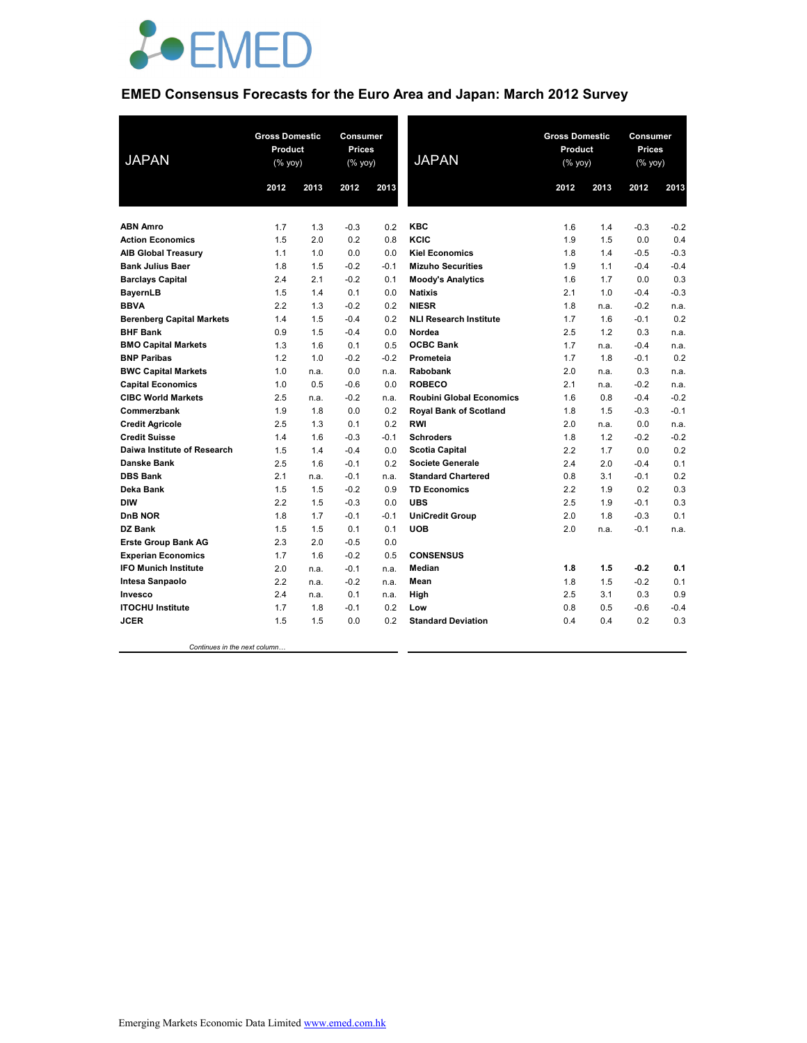# EMED Consensus Forecasts for the Euro Area and Japan: March 2012 Survey

| JAPAN | Gross Domestic Product (% yoy) | | Consumer Prices (% yoy) | |
|---|---|---|---|---|
| | 2012 | 2013 | 2012 | 2013 |
| ABN Amro | 1.7 | 1.3 | -0.3 | 0.2 |
| Action Economics | 1.5 | 2.0 | 0.2 | 0.8 |
| AIB Global Treasury | 1.1 | 1.0 | 0.0 | 0.0 |
| Bank Julius Baer | 1.8 | 1.5 | -0.2 | -0.1 |
| Barclays Capital | 2.4 | 2.1 | -0.2 | 0.1 |
| BayernLB | 1.5 | 1.4 | 0.1 | 0.0 |
| BBVA | 2.2 | 1.3 | -0.2 | 0.2 |
| Berenberg Capital Markets | 1.4 | 1.5 | -0.4 | 0.2 |
| BHF Bank | 0.9 | 1.5 | -0.4 | 0.0 |
| BMO Capital Markets | 1.3 | 1.6 | 0.1 | 0.5 |
| BNP Paribas | 1.2 | 1.0 | -0.2 | -0.2 |
| BWC Capital Markets | 1.0 | n.a. | 0.0 | n.a. |
| Capital Economics | 1.0 | 0.5 | -0.6 | 0.0 |
| CIBC World Markets | 2.5 | n.a. | -0.2 | n.a. |
| Commerzbank | 1.9 | 1.8 | 0.0 | 0.2 |
| Credit Agricole | 2.5 | 1.3 | 0.1 | 0.2 |
| Credit Suisse | 1.4 | 1.6 | -0.3 | -0.1 |
| Daiwa Institute of Research | 1.5 | 1.4 | -0.4 | 0.0 |
| Danske Bank | 2.5 | 1.6 | -0.1 | 0.2 |
| DBS Bank | 2.1 | n.a. | -0.1 | n.a. |
| Deka Bank | 1.5 | 1.5 | -0.2 | 0.9 |
| DIW | 2.2 | 1.5 | -0.3 | 0.0 |
| DnB NOR | 1.8 | 1.7 | -0.1 | -0.1 |
| DZ Bank | 1.5 | 1.5 | 0.1 | 0.1 |
| Erste Group Bank AG | 2.3 | 2.0 | -0.5 | 0.0 |
| Experian Economics | 1.7 | 1.6 | -0.2 | 0.5 |
| IFO Munich Institute | 2.0 | n.a. | -0.1 | n.a. |
| Intesa Sanpaolo | 2.2 | n.a. | -0.2 | n.a. |
| Invesco | 2.4 | n.a. | 0.1 | n.a. |
| ITOCHU Institute | 1.7 | 1.8 | -0.1 | 0.2 |
| JCER | 1.5 | 1.5 | 0.0 | 0.2 |
| KBC | 1.6 | 1.4 | -0.3 | -0.2 |
| KCIC | 1.9 | 1.5 | 0.0 | 0.4 |
| Kiel Economics | 1.8 | 1.4 | -0.5 | -0.3 |
| Mizuho Securities | 1.9 | 1.1 | -0.4 | -0.4 |
| Moody's Analytics | 1.6 | 1.7 | 0.0 | 0.3 |
| Natixis | 2.1 | 1.0 | -0.4 | -0.3 |
| NIESR | 1.8 | n.a. | -0.2 | n.a. |
| NLI Research Institute | 1.7 | 1.6 | -0.1 | 0.2 |
| Nordea | 2.5 | 1.2 | 0.3 | n.a. |
| OCBC Bank | 1.7 | n.a. | -0.4 | n.a. |
| Prometeia | 1.7 | 1.8 | -0.1 | 0.2 |
| Rabobank | 2.0 | n.a. | 0.3 | n.a. |
| ROBECO | 2.1 | n.a. | -0.2 | n.a. |
| Roubini Global Economics | 1.6 | 0.8 | -0.4 | -0.2 |
| Royal Bank of Scotland | 1.8 | 1.5 | -0.3 | -0.1 |
| RWI | 2.0 | n.a. | 0.0 | n.a. |
| Schroders | 1.8 | 1.2 | -0.2 | -0.2 |
| Scotia Capital | 2.2 | 1.7 | 0.0 | 0.2 |
| Societe Generale | 2.4 | 2.0 | -0.4 | 0.1 |
| Standard Chartered | 0.8 | 3.1 | -0.1 | 0.2 |
| TD Economics | 2.2 | 1.9 | 0.2 | 0.3 |
| UBS | 2.5 | 1.9 | -0.1 | 0.3 |
| UniCredit Group | 2.0 | 1.8 | -0.3 | 0.1 |
| UOB | 2.0 | n.a. | -0.1 | n.a. |
| **CONSENSUS** | | | | |
| Median | **1.8** | **1.5** | **-0.2** | **0.1** |
| Mean | 1.8 | 1.5 | -0.2 | 0.1 |
| High | 2.5 | 3.1 | 0.3 | 0.9 |
| Low | 0.8 | 0.5 | -0.6 | -0.4 |
| Standard Deviation | 0.4 | 0.4 | 0.2 | 0.3 |

Emerging Markets Economic Data Limited www.emed.com.hk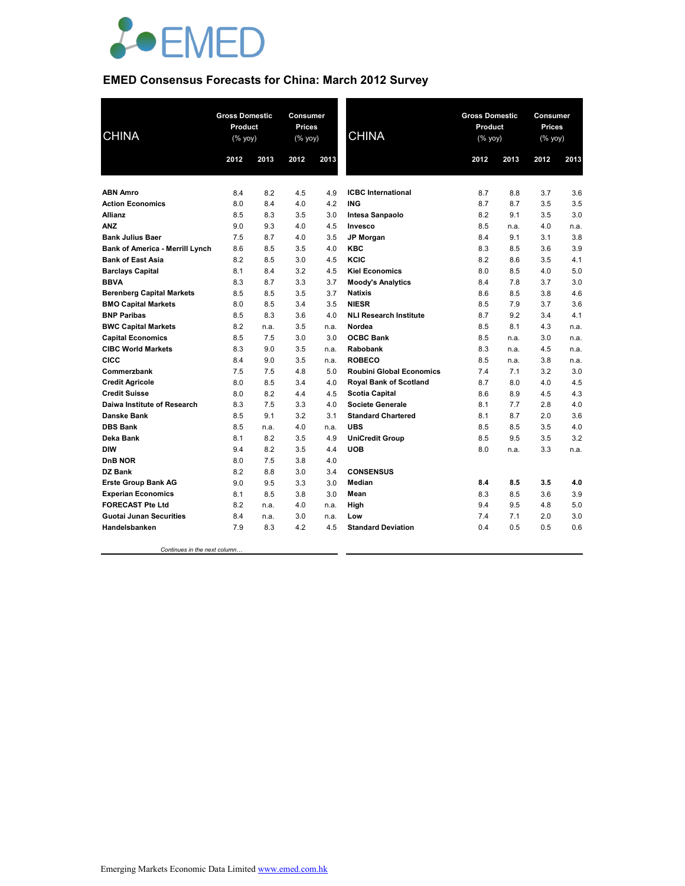# EMED Consensus Forecasts for China: March 2012 Survey

| CHINA | Gross Domestic Product (% yoy) | | Consumer Prices (% yoy) | |
|---|---|---|---|---|
| | 2012 | 2013 | 2012 | 2013 |
| **ABN Amro** | 8.4 | 8.2 | 4.5 | 4.9 |
| **Action Economics** | 8.0 | 8.4 | 4.0 | 4.2 |
| **Allianz** | 8.5 | 8.3 | 3.5 | 3.0 |
| **ANZ** | 9.0 | 9.3 | 4.0 | 4.5 |
| **Bank Julius Baer** | 7.5 | 8.7 | 4.0 | 3.5 |
| **Bank of America - Merrill Lynch** | 8.6 | 8.5 | 3.5 | 4.0 |
| **Bank of East Asia** | 8.2 | 8.5 | 3.0 | 4.5 |
| **Barclays Capital** | 8.1 | 8.4 | 3.2 | 4.5 |
| **BBVA** | 8.3 | 8.7 | 3.3 | 3.7 |
| **Berenberg Capital Markets** | 8.5 | 8.5 | 3.5 | 3.7 |
| **BMO Capital Markets** | 8.0 | 8.5 | 3.4 | 3.5 |
| **BNP Paribas** | 8.5 | 8.3 | 3.6 | 4.0 |
| **BWC Capital Markets** | 8.2 | n.a. | 3.5 | n.a. |
| **Capital Economics** | 8.5 | 7.5 | 3.0 | 3.0 |
| **CIBC World Markets** | 8.3 | 9.0 | 3.5 | n.a. |
| **CICC** | 8.4 | 9.0 | 3.5 | n.a. |
| **Commerzbank** | 7.5 | 7.5 | 4.8 | 5.0 |
| **Credit Agricole** | 8.0 | 8.5 | 3.4 | 4.0 |
| **Credit Suisse** | 8.0 | 8.2 | 4.4 | 4.5 |
| **Daiwa Institute of Research** | 8.3 | 7.5 | 3.3 | 4.0 |
| **Danske Bank** | 8.5 | 9.1 | 3.2 | 3.1 |
| **DBS Bank** | 8.5 | n.a. | 4.0 | n.a. |
| **Deka Bank** | 8.1 | 8.2 | 3.5 | 4.9 |
| **DIW** | 9.4 | 8.2 | 3.5 | 4.4 |
| **DnB NOR** | 8.0 | 7.5 | 3.8 | 4.0 |
| **DZ Bank** | 8.2 | 8.8 | 3.0 | 3.4 |
| **Erste Group Bank AG** | 9.0 | 9.5 | 3.3 | 3.0 |
| **Experian Economics** | 8.1 | 8.5 | 3.8 | 3.0 |
| **FORECAST Pte Ltd** | 8.2 | n.a. | 4.0 | n.a. |
| **Guotai Junan Securities** | 8.4 | n.a. | 3.0 | n.a. |
| **Handelsbanken** | 7.9 | 8.3 | 4.2 | 4.5 |
| **ICBC International** | 8.7 | 8.8 | 3.7 | 3.6 |
| **ING** | 8.7 | 8.7 | 3.5 | 3.5 |
| **Intesa Sanpaolo** | 8.2 | 9.1 | 3.5 | 3.0 |
| **Invesco** | 8.5 | n.a. | 4.0 | n.a. |
| **JP Morgan** | 8.4 | 9.1 | 3.1 | 3.8 |
| **KBC** | 8.3 | 8.5 | 3.6 | 3.9 |
| **KCIC** | 8.2 | 8.6 | 3.5 | 4.1 |
| **Kiel Economics** | 8.0 | 8.5 | 4.0 | 5.0 |
| **Moody's Analytics** | 8.4 | 7.8 | 3.7 | 3.0 |
| **Natixis** | 8.6 | 8.5 | 3.8 | 4.6 |
| **NIESR** | 8.5 | 7.9 | 3.7 | 3.6 |
| **NLI Research Institute** | 8.7 | 9.2 | 3.4 | 4.1 |
| **Nordea** | 8.5 | 8.1 | 4.3 | n.a. |
| **OCBC Bank** | 8.5 | n.a. | 3.0 | n.a. |
| **Rabobank** | 8.3 | n.a. | 4.5 | n.a. |
| **ROBECO** | 8.5 | n.a. | 3.8 | n.a. |
| **Roubini Global Economics** | 7.4 | 7.1 | 3.2 | 3.0 |
| **Royal Bank of Scotland** | 8.7 | 8.0 | 4.0 | 4.5 |
| **Scotia Capital** | 8.6 | 8.9 | 4.5 | 4.3 |
| **Societe Generale** | 8.1 | 7.7 | 2.8 | 4.0 |
| **Standard Chartered** | 8.1 | 8.7 | 2.0 | 3.6 |
| **UBS** | 8.5 | 8.5 | 3.5 | 4.0 |
| **UniCredit Group** | 8.5 | 9.5 | 3.5 | 3.2 |
| **UOB** | 8.0 | n.a. | 3.3 | n.a. |
| **CONSENSUS** | | | | |
| **Median** | **8.4** | **8.5** | **3.5** | **4.0** |
| **Mean** | 8.3 | 8.5 | 3.6 | 3.9 |
| **High** | 9.4 | 9.5 | 4.8 | 5.0 |
| **Low** | 7.4 | 7.1 | 2.0 | 3.0 |
| **Standard Deviation** | 0.4 | 0.5 | 0.5 | 0.6 |

*Continues in the next column…*

Emerging Markets Economic Data Limited www.emed.com.hk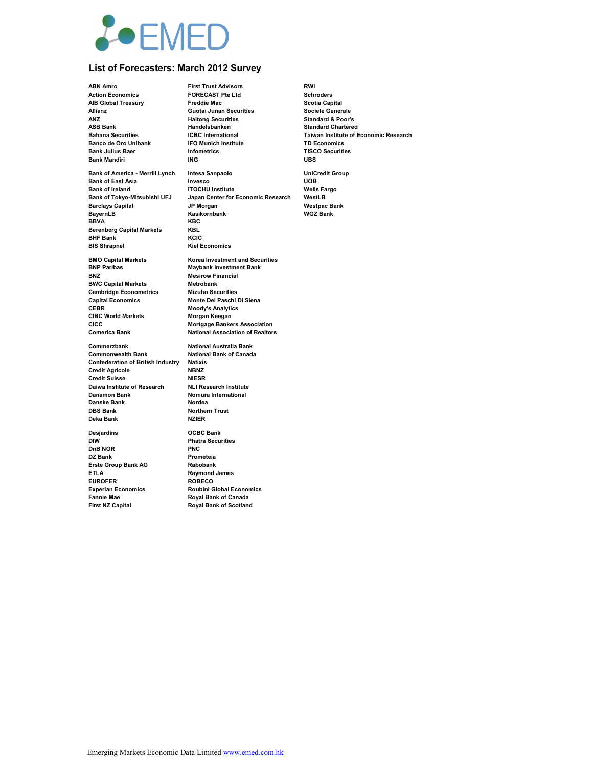EMED

## List of Forecasters: March 2012 Survey

ABN Amro
Action Economics
AIB Global Treasury
Allianz
ANZ
ASB Bank
Bahana Securities
Banco de Oro Unibank
Bank Julius Baer
Bank Mandiri

Bank of America - Merrill Lynch
Bank of East Asia
Bank of Ireland
Bank of Tokyo-Mitsubishi UFJ
Barclays Capital
BayernLB
BBVA
Berenberg Capital Markets
BHF Bank
BIS Shrapnel

BMO Capital Markets
BNP Paribas
BNZ
BWC Capital Markets
Cambridge Econometrics
Capital Economics
CEBR
CIBC World Markets
CICC
Comerica Bank

Commerzbank
Commonwealth Bank
Confederation of British Industry
Credit Agricole
Credit Suisse
Daiwa Institute of Research
Danamon Bank
Danske Bank
DBS Bank
Deka Bank

Desjardins
DIW
DnB NOR
DZ Bank
Erste Group Bank AG
ETLA
EUROFER
Experian Economics
Fannie Mae
First NZ Capital

First Trust Advisors
FORECAST Pte Ltd
Freddie Mac
Guotai Junan Securities
Haitong Securities
Handelsbanken
ICBC International
IFO Munich Institute
Infometrics
ING

Intesa Sanpaolo
Invesco
ITOCHU Institute
Japan Center for Economic Research
JP Morgan
Kasikornbank
KBC
KBL
KCIC
Kiel Economics

Korea Investment and Securities
Maybank Investment Bank
Mesirow Financial
Metrobank
Mizuho Securities
Monte Dei Paschi Di Siena
Moody's Analytics
Morgan Keegan
Mortgage Bankers Association
National Association of Realtors

National Australia Bank
National Bank of Canada
Natixis
NBNZ
NIESR
NLI Research Institute
Nomura International
Nordea
Northern Trust
NZIER

OCBC Bank
Phatra Securities
PNC
Prometeia
Rabobank
Raymond James
ROBECO
Roubini Global Economics
Royal Bank of Canada
Royal Bank of Scotland

RWI
Schroders
Scotia Capital
Societe Generale
Standard & Poor's
Standard Chartered
Taiwan Institute of Economic Research
TD Economics
TISCO Securities
UBS

UniCredit Group
UOB
Wells Fargo
WestLB
Westpac Bank
WGZ Bank

Emerging Markets Economic Data Limited www.emed.com.hk